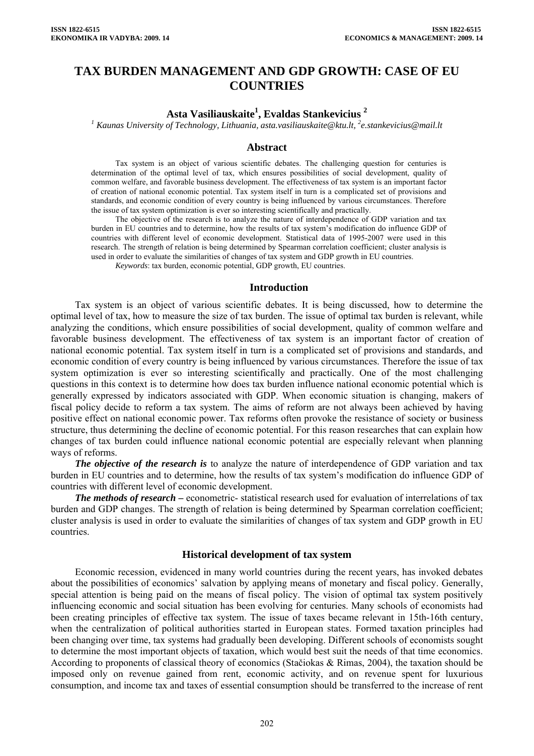# TAX BURDEN MANAGEMENT AND GDP GROWTH: CASE OF EU COUNTRIES

**Asta Vasiliauskaite[1], Evaldas Stankevicius [2]**

*[1] Kaunas University of Technology, Lithuania, asta.vasiliauskaite@ktu.lt, [2]e.stankevicius@mail.lt*

## Abstract

Tax system is an object of various scientific debates. The challenging question for centuries is determination of the optimal level of tax, which ensures possibilities of social development, quality of common welfare, and favorable business development. The effectiveness of tax system is an important factor of creation of national economic potential. Tax system itself in turn is a complicated set of provisions and standards, and economic condition of every country is being influenced by various circumstances. Therefore the issue of tax system optimization is ever so interesting scientifically and practically.

The objective of the research is to analyze the nature of interdependence of GDP variation and tax burden in EU countries and to determine, how the results of tax system's modification do influence GDP of countries with different level of economic development. Statistical data of 1995-2007 were used in this research. The strength of relation is being determined by Spearman correlation coefficient; cluster analysis is used in order to evaluate the similarities of changes of tax system and GDP growth in EU countries.

*Keywords*: tax burden, economic potential, GDP growth, EU countries.

## Introduction

Tax system is an object of various scientific debates. It is being discussed, how to determine the optimal level of tax, how to measure the size of tax burden. The issue of optimal tax burden is relevant, while analyzing the conditions, which ensure possibilities of social development, quality of common welfare and favorable business development. The effectiveness of tax system is an important factor of creation of national economic potential. Tax system itself in turn is a complicated set of provisions and standards, and economic condition of every country is being influenced by various circumstances. Therefore the issue of tax system optimization is ever so interesting scientifically and practically. One of the most challenging questions in this context is to determine how does tax burden influence national economic potential which is generally expressed by indicators associated with GDP. When economic situation is changing, makers of fiscal policy decide to reform a tax system. The aims of reform are not always been achieved by having positive effect on national economic power. Tax reforms often provoke the resistance of society or business structure, thus determining the decline of economic potential. For this reason researches that can explain how changes of tax burden could influence national economic potential are especially relevant when planning ways of reforms.

***The objective of the research is*** to analyze the nature of interdependence of GDP variation and tax burden in EU countries and to determine, how the results of tax system's modification do influence GDP of countries with different level of economic development.

***The methods of research –*** econometric- statistical research used for evaluation of interrelations of tax burden and GDP changes. The strength of relation is being determined by Spearman correlation coefficient; cluster analysis is used in order to evaluate the similarities of changes of tax system and GDP growth in EU countries.

## Historical development of tax system

Economic recession, evidenced in many world countries during the recent years, has invoked debates about the possibilities of economics' salvation by applying means of monetary and fiscal policy. Generally, special attention is being paid on the means of fiscal policy. The vision of optimal tax system positively influencing economic and social situation has been evolving for centuries. Many schools of economists had been creating principles of effective tax system. The issue of taxes became relevant in 15th-16th century, when the centralization of political authorities started in European states. Formed taxation principles had been changing over time, tax systems had gradually been developing. Different schools of economists sought to determine the most important objects of taxation, which would best suit the needs of that time economics. According to proponents of classical theory of economics (Stačiokas & Rimas, 2004), the taxation should be imposed only on revenue gained from rent, economic activity, and on revenue spent for luxurious consumption, and income tax and taxes of essential consumption should be transferred to the increase of rent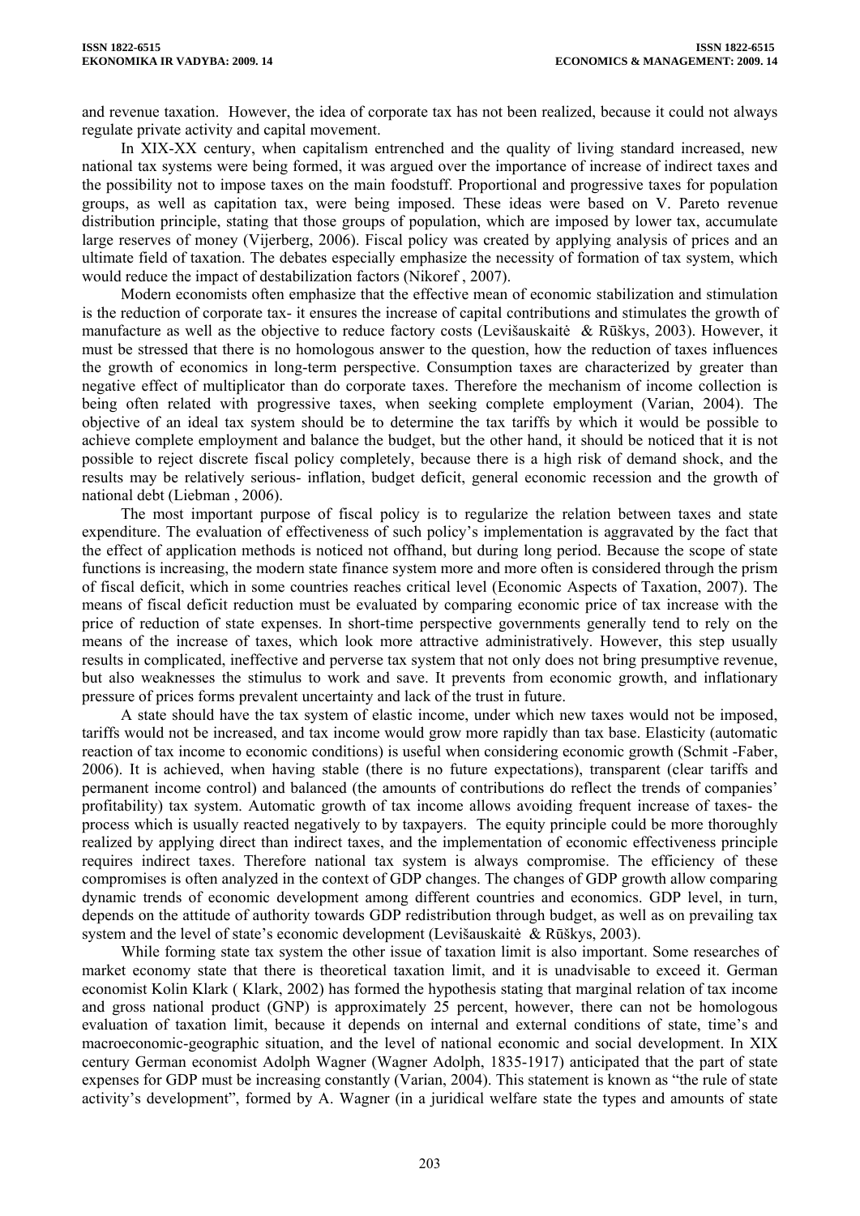and revenue taxation. However, the idea of corporate tax has not been realized, because it could not always regulate private activity and capital movement.

In XIX-XX century, when capitalism entrenched and the quality of living standard increased, new national tax systems were being formed, it was argued over the importance of increase of indirect taxes and the possibility not to impose taxes on the main foodstuff. Proportional and progressive taxes for population groups, as well as capitation tax, were being imposed. These ideas were based on V. Pareto revenue distribution principle, stating that those groups of population, which are imposed by lower tax, accumulate large reserves of money (Vijerberg, 2006). Fiscal policy was created by applying analysis of prices and an ultimate field of taxation. The debates especially emphasize the necessity of formation of tax system, which would reduce the impact of destabilization factors (Nikoref , 2007).

Modern economists often emphasize that the effective mean of economic stabilization and stimulation is the reduction of corporate tax- it ensures the increase of capital contributions and stimulates the growth of manufacture as well as the objective to reduce factory costs (Levišauskaitė & Rūškys, 2003). However, it must be stressed that there is no homologous answer to the question, how the reduction of taxes influences the growth of economics in long-term perspective. Consumption taxes are characterized by greater than negative effect of multiplicator than do corporate taxes. Therefore the mechanism of income collection is being often related with progressive taxes, when seeking complete employment (Varian, 2004). The objective of an ideal tax system should be to determine the tax tariffs by which it would be possible to achieve complete employment and balance the budget, but the other hand, it should be noticed that it is not possible to reject discrete fiscal policy completely, because there is a high risk of demand shock, and the results may be relatively serious- inflation, budget deficit, general economic recession and the growth of national debt (Liebman , 2006).

The most important purpose of fiscal policy is to regularize the relation between taxes and state expenditure. The evaluation of effectiveness of such policy's implementation is aggravated by the fact that the effect of application methods is noticed not offhand, but during long period. Because the scope of state functions is increasing, the modern state finance system more and more often is considered through the prism of fiscal deficit, which in some countries reaches critical level (Economic Aspects of Taxation, 2007). The means of fiscal deficit reduction must be evaluated by comparing economic price of tax increase with the price of reduction of state expenses. In short-time perspective governments generally tend to rely on the means of the increase of taxes, which look more attractive administratively. However, this step usually results in complicated, ineffective and perverse tax system that not only does not bring presumptive revenue, but also weaknesses the stimulus to work and save. It prevents from economic growth, and inflationary pressure of prices forms prevalent uncertainty and lack of the trust in future.

A state should have the tax system of elastic income, under which new taxes would not be imposed, tariffs would not be increased, and tax income would grow more rapidly than tax base. Elasticity (automatic reaction of tax income to economic conditions) is useful when considering economic growth (Schmit -Faber, 2006). It is achieved, when having stable (there is no future expectations), transparent (clear tariffs and permanent income control) and balanced (the amounts of contributions do reflect the trends of companies' profitability) tax system. Automatic growth of tax income allows avoiding frequent increase of taxes- the process which is usually reacted negatively to by taxpayers. The equity principle could be more thoroughly realized by applying direct than indirect taxes, and the implementation of economic effectiveness principle requires indirect taxes. Therefore national tax system is always compromise. The efficiency of these compromises is often analyzed in the context of GDP changes. The changes of GDP growth allow comparing dynamic trends of economic development among different countries and economics. GDP level, in turn, depends on the attitude of authority towards GDP redistribution through budget, as well as on prevailing tax system and the level of state's economic development (Levišauskaitė & Rūškys, 2003).

While forming state tax system the other issue of taxation limit is also important. Some researches of market economy state that there is theoretical taxation limit, and it is unadvisable to exceed it. German economist Kolin Klark ( Klark, 2002) has formed the hypothesis stating that marginal relation of tax income and gross national product (GNP) is approximately 25 percent, however, there can not be homologous evaluation of taxation limit, because it depends on internal and external conditions of state, time's and macroeconomic-geographic situation, and the level of national economic and social development. In XIX century German economist Adolph Wagner (Wagner Adolph, 1835-1917) anticipated that the part of state expenses for GDP must be increasing constantly (Varian, 2004). This statement is known as "the rule of state activity's development", formed by A. Wagner (in a juridical welfare state the types and amounts of state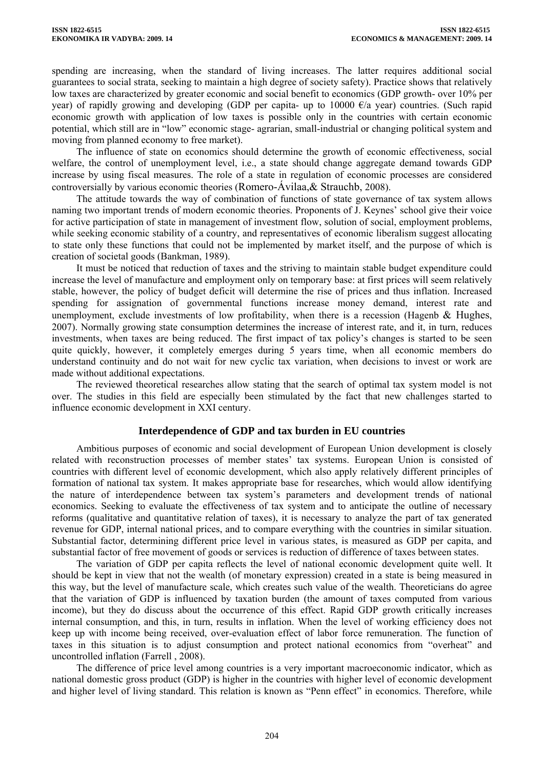spending are increasing, when the standard of living increases. The latter requires additional social guarantees to social strata, seeking to maintain a high degree of society safety). Practice shows that relatively low taxes are characterized by greater economic and social benefit to economics (GDP growth- over 10% per year) of rapidly growing and developing (GDP per capita- up to 10000 €/a year) countries. (Such rapid economic growth with application of low taxes is possible only in the countries with certain economic potential, which still are in "low" economic stage- agrarian, small-industrial or changing political system and moving from planned economy to free market).

The influence of state on economics should determine the growth of economic effectiveness, social welfare, the control of unemployment level, i.e., a state should change aggregate demand towards GDP increase by using fiscal measures. The role of a state in regulation of economic processes are considered controversially by various economic theories (Romero-Ávilaa,& Strauchb, 2008).

The attitude towards the way of combination of functions of state governance of tax system allows naming two important trends of modern economic theories. Proponents of J. Keynes' school give their voice for active participation of state in management of investment flow, solution of social, employment problems, while seeking economic stability of a country, and representatives of economic liberalism suggest allocating to state only these functions that could not be implemented by market itself, and the purpose of which is creation of societal goods (Bankman, 1989).

It must be noticed that reduction of taxes and the striving to maintain stable budget expenditure could increase the level of manufacture and employment only on temporary base: at first prices will seem relatively stable, however, the policy of budget deficit will determine the rise of prices and thus inflation. Increased spending for assignation of governmental functions increase money demand, interest rate and unemployment, exclude investments of low profitability, when there is a recession (Hagenb & Hughes, 2007). Normally growing state consumption determines the increase of interest rate, and it, in turn, reduces investments, when taxes are being reduced. The first impact of tax policy's changes is started to be seen quite quickly, however, it completely emerges during 5 years time, when all economic members do understand continuity and do not wait for new cyclic tax variation, when decisions to invest or work are made without additional expectations.

The reviewed theoretical researches allow stating that the search of optimal tax system model is not over. The studies in this field are especially been stimulated by the fact that new challenges started to influence economic development in XXI century.

## Interdependence of GDP and tax burden in EU countries

Ambitious purposes of economic and social development of European Union development is closely related with reconstruction processes of member states' tax systems. European Union is consisted of countries with different level of economic development, which also apply relatively different principles of formation of national tax system. It makes appropriate base for researches, which would allow identifying the nature of interdependence between tax system's parameters and development trends of national economics. Seeking to evaluate the effectiveness of tax system and to anticipate the outline of necessary reforms (qualitative and quantitative relation of taxes), it is necessary to analyze the part of tax generated revenue for GDP, internal national prices, and to compare everything with the countries in similar situation. Substantial factor, determining different price level in various states, is measured as GDP per capita, and substantial factor of free movement of goods or services is reduction of difference of taxes between states.

The variation of GDP per capita reflects the level of national economic development quite well. It should be kept in view that not the wealth (of monetary expression) created in a state is being measured in this way, but the level of manufacture scale, which creates such value of the wealth. Theoreticians do agree that the variation of GDP is influenced by taxation burden (the amount of taxes computed from various income), but they do discuss about the occurrence of this effect. Rapid GDP growth critically increases internal consumption, and this, in turn, results in inflation. When the level of working efficiency does not keep up with income being received, over-evaluation effect of labor force remuneration. The function of taxes in this situation is to adjust consumption and protect national economics from "overheat" and uncontrolled inflation (Farrell , 2008).

The difference of price level among countries is a very important macroeconomic indicator, which as national domestic gross product (GDP) is higher in the countries with higher level of economic development and higher level of living standard. This relation is known as "Penn effect" in economics. Therefore, while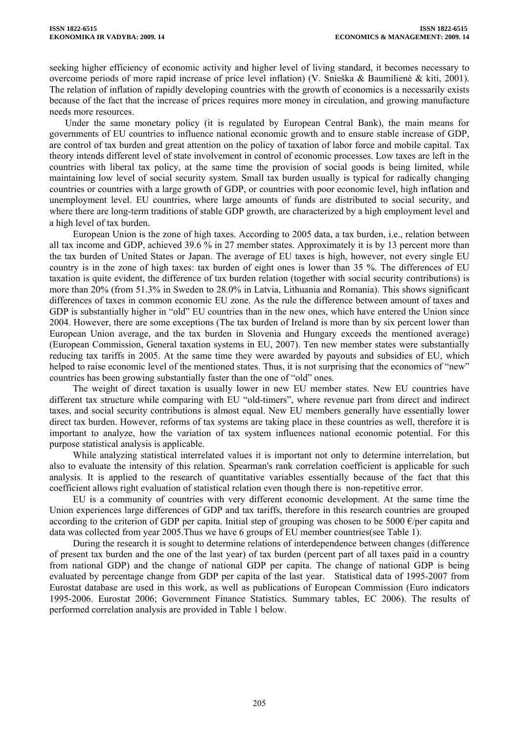seeking higher efficiency of economic activity and higher level of living standard, it becomes necessary to overcome periods of more rapid increase of price level inflation) (V. Snieška & Baumilienė & kiti, 2001). The relation of inflation of rapidly developing countries with the growth of economics is a necessarily exists because of the fact that the increase of prices requires more money in circulation, and growing manufacture needs more resources.

Under the same monetary policy (it is regulated by European Central Bank), the main means for governments of EU countries to influence national economic growth and to ensure stable increase of GDP, are control of tax burden and great attention on the policy of taxation of labor force and mobile capital. Tax theory intends different level of state involvement in control of economic processes. Low taxes are left in the countries with liberal tax policy, at the same time the provision of social goods is being limited, while maintaining low level of social security system. Small tax burden usually is typical for radically changing countries or countries with a large growth of GDP, or countries with poor economic level, high inflation and unemployment level. EU countries, where large amounts of funds are distributed to social security, and where there are long-term traditions of stable GDP growth, are characterized by a high employment level and a high level of tax burden.

European Union is the zone of high taxes. According to 2005 data, a tax burden, i.e., relation between all tax income and GDP, achieved 39.6 % in 27 member states. Approximately it is by 13 percent more than the tax burden of United States or Japan. The average of EU taxes is high, however, not every single EU country is in the zone of high taxes: tax burden of eight ones is lower than 35 %. The differences of EU taxation is quite evident, the difference of tax burden relation (together with social security contributions) is more than 20% (from 51.3% in Sweden to 28.0% in Latvia, Lithuania and Romania). This shows significant differences of taxes in common economic EU zone. As the rule the difference between amount of taxes and GDP is substantially higher in "old" EU countries than in the new ones, which have entered the Union since 2004. However, there are some exceptions (The tax burden of Ireland is more than by six percent lower than European Union average, and the tax burden in Slovenia and Hungary exceeds the mentioned average) (European Commission, General taxation systems in EU, 2007). Ten new member states were substantially reducing tax tariffs in 2005. At the same time they were awarded by payouts and subsidies of EU, which helped to raise economic level of the mentioned states. Thus, it is not surprising that the economics of "new" countries has been growing substantially faster than the one of "old" ones.

The weight of direct taxation is usually lower in new EU member states. New EU countries have different tax structure while comparing with EU "old-timers", where revenue part from direct and indirect taxes, and social security contributions is almost equal. New EU members generally have essentially lower direct tax burden. However, reforms of tax systems are taking place in these countries as well, therefore it is important to analyze, how the variation of tax system influences national economic potential. For this purpose statistical analysis is applicable.

While analyzing statistical interrelated values it is important not only to determine interrelation, but also to evaluate the intensity of this relation. Spearman's rank correlation coefficient is applicable for such analysis. It is applied to the research of quantitative variables essentially because of the fact that this coefficient allows right evaluation of statistical relation even though there is non-repetitive error.

EU is a community of countries with very different economic development. At the same time the Union experiences large differences of GDP and tax tariffs, therefore in this research countries are grouped according to the criterion of GDP per capita. Initial step of grouping was chosen to be 5000 €/per capita and data was collected from year 2005.Thus we have 6 groups of EU member countries(see Table 1).

During the research it is sought to determine relations of interdependence between changes (difference of present tax burden and the one of the last year) of tax burden (percent part of all taxes paid in a country from national GDP) and the change of national GDP per capita. The change of national GDP is being evaluated by percentage change from GDP per capita of the last year. Statistical data of 1995-2007 from Eurostat database are used in this work, as well as publications of European Commission (Euro indicators 1995-2006. Eurostat 2006; Government Finance Statistics. Summary tables, EC 2006). The results of performed correlation analysis are provided in Table 1 below.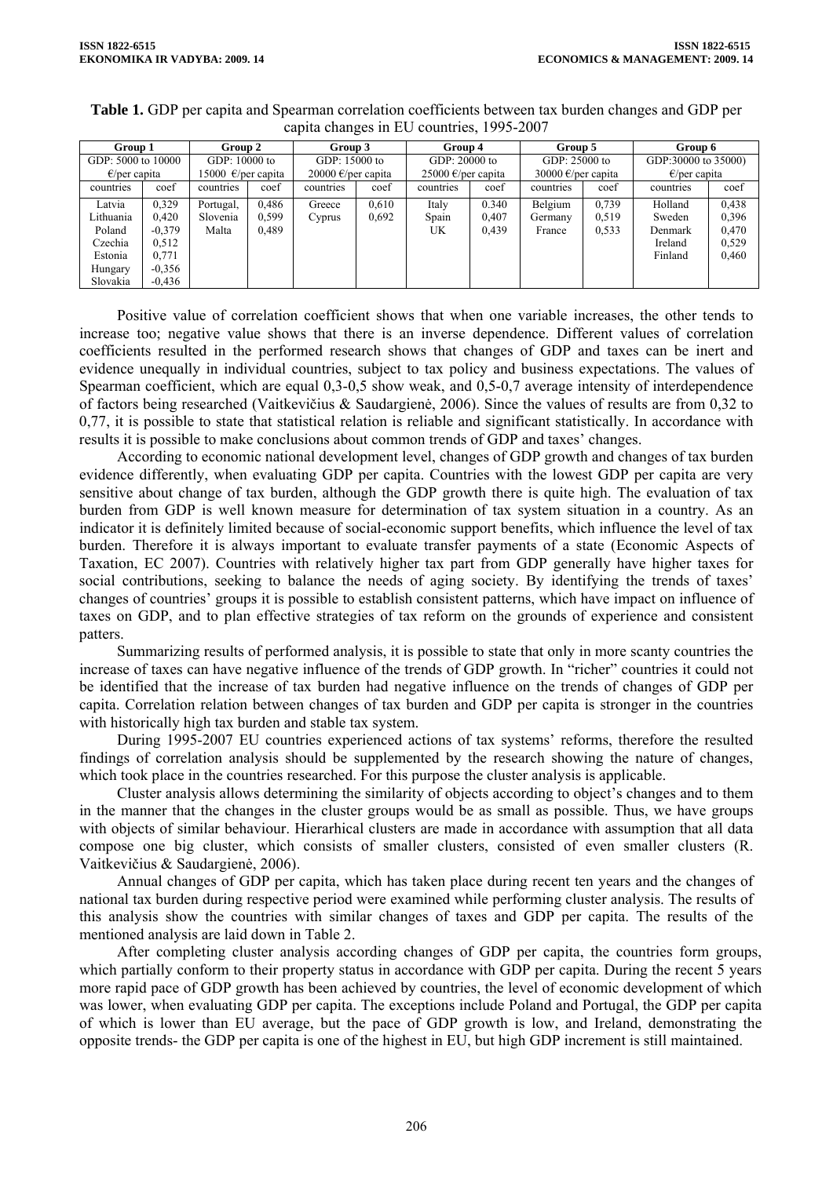**Table 1.** GDP per capita and Spearman correlation coefficients between tax burden changes and GDP per capita changes in EU countries, 1995-2007

| Group 1 | | Group 2 | | Group 3 | | Group 4 | | Group 5 | | Group 6 | |
|---|---|---|---|---|---|---|---|---|---|---|---|
| GDP: 5000 to 10000 €/per capita | | GDP: 10000 to 15000 €/per capita | | GDP: 15000 to 20000 €/per capita | | GDP: 20000 to 25000 €/per capita | | GDP: 25000 to 30000 €/per capita | | GDP:30000 to 35000) €/per capita | |
| countries | coef | countries | coef | countries | coef | countries | coef | countries | coef | countries | coef |
| Latvia | 0,329 | Portugal, | 0,486 | Greece | 0,610 | Italy | 0.340 | Belgium | 0,739 | Holland | 0,438 |
| Lithuania | 0,420 | Slovenia | 0,599 | Cyprus | 0,692 | Spain | 0,407 | Germany | 0,519 | Sweden | 0,396 |
| Poland | -0,379 | Malta | 0,489 | | | UK | 0,439 | France | 0,533 | Denmark | 0,470 |
| Czechia | 0,512 | | | | | | | | | Ireland | 0,529 |
| Estonia | 0,771 | | | | | | | | | Finland | 0,460 |
| Hungary | -0,356 | | | | | | | | | | |
| Slovakia | -0,436 | | | | | | | | | | |

Positive value of correlation coefficient shows that when one variable increases, the other tends to increase too; negative value shows that there is an inverse dependence. Different values of correlation coefficients resulted in the performed research shows that changes of GDP and taxes can be inert and evidence unequally in individual countries, subject to tax policy and business expectations. The values of Spearman coefficient, which are equal 0,3-0,5 show weak, and 0,5-0,7 average intensity of interdependence of factors being researched (Vaitkevičius & Saudargienė, 2006). Since the values of results are from 0,32 to 0,77, it is possible to state that statistical relation is reliable and significant statistically. In accordance with results it is possible to make conclusions about common trends of GDP and taxes' changes.

According to economic national development level, changes of GDP growth and changes of tax burden evidence differently, when evaluating GDP per capita. Countries with the lowest GDP per capita are very sensitive about change of tax burden, although the GDP growth there is quite high. The evaluation of tax burden from GDP is well known measure for determination of tax system situation in a country. As an indicator it is definitely limited because of social-economic support benefits, which influence the level of tax burden. Therefore it is always important to evaluate transfer payments of a state (Economic Aspects of Taxation, EC 2007). Countries with relatively higher tax part from GDP generally have higher taxes for social contributions, seeking to balance the needs of aging society. By identifying the trends of taxes' changes of countries' groups it is possible to establish consistent patterns, which have impact on influence of taxes on GDP, and to plan effective strategies of tax reform on the grounds of experience and consistent patters.

Summarizing results of performed analysis, it is possible to state that only in more scanty countries the increase of taxes can have negative influence of the trends of GDP growth. In "richer" countries it could not be identified that the increase of tax burden had negative influence on the trends of changes of GDP per capita. Correlation relation between changes of tax burden and GDP per capita is stronger in the countries with historically high tax burden and stable tax system.

During 1995-2007 EU countries experienced actions of tax systems' reforms, therefore the resulted findings of correlation analysis should be supplemented by the research showing the nature of changes, which took place in the countries researched. For this purpose the cluster analysis is applicable.

Cluster analysis allows determining the similarity of objects according to object's changes and to them in the manner that the changes in the cluster groups would be as small as possible. Thus, we have groups with objects of similar behaviour. Hierarhical clusters are made in accordance with assumption that all data compose one big cluster, which consists of smaller clusters, consisted of even smaller clusters (R. Vaitkevičius & Saudargienė, 2006).

Annual changes of GDP per capita, which has taken place during recent ten years and the changes of national tax burden during respective period were examined while performing cluster analysis. The results of this analysis show the countries with similar changes of taxes and GDP per capita. The results of the mentioned analysis are laid down in Table 2.

After completing cluster analysis according changes of GDP per capita, the countries form groups, which partially conform to their property status in accordance with GDP per capita. During the recent 5 years more rapid pace of GDP growth has been achieved by countries, the level of economic development of which was lower, when evaluating GDP per capita. The exceptions include Poland and Portugal, the GDP per capita of which is lower than EU average, but the pace of GDP growth is low, and Ireland, demonstrating the opposite trends- the GDP per capita is one of the highest in EU, but high GDP increment is still maintained.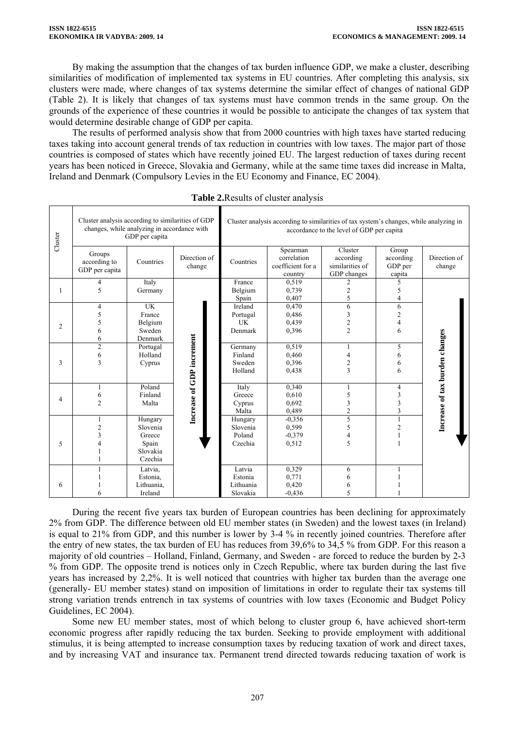By making the assumption that the changes of tax burden influence GDP, we make a cluster, describing similarities of modification of implemented tax systems in EU countries. After completing this analysis, six clusters were made, where changes of tax systems determine the similar effect of changes of national GDP (Table 2). It is likely that changes of tax systems must have common trends in the same group. On the grounds of the experience of these countries it would be possible to anticipate the changes of tax system that would determine desirable change of GDP per capita.

The results of performed analysis show that from 2000 countries with high taxes have started reducing taxes taking into account general trends of tax reduction in countries with low taxes. The major part of those countries is composed of states which have recently joined EU. The largest reduction of taxes during recent years has been noticed in Greece, Slovakia and Germany, while at the same time taxes did increase in Malta, Ireland and Denmark (Compulsory Levies in the EU Economy and Finance, EC 2004).

**Table 2.**Results of cluster analysis

| Cluster | Cluster analysis according to similarities of GDP changes, while analyzing in accordance with GDP per capita | | | Cluster analysis according to similarities of tax system's changes, while analyzing in accordance to the level of GDP per capita | | | | |
|---|---|---|---|---|---|---|---|---|
| | Groups according to GDP per capita | Countries | Direction of change | Countries | Spearman correlation coefficient for a country | Cluster according similarities of GDP changes | Group according GDP per capita | Direction of change |
| 1 | 4<br>5 | Italy<br>Germany | Increase of GDP increment ↓ | France<br>Belgium<br>Spain | 0,519<br>0,739<br>0,407 | 2<br>2<br>5 | 5<br>5<br>4 | Increase of tax burden changes ↓ |
| 2 | 4<br>5<br>5<br>6<br>6 | UK<br>France<br>Belgium<br>Sweden<br>Denmark | | Ireland<br>Portugal<br>UK<br>Denmark | 0,470<br>0,486<br>0,439<br>0,396 | 6<br>3<br>2<br>2 | 6<br>2<br>4<br>6 | |
| 3 | 2<br>6<br>3 | Portugal<br>Holland<br>Cyprus | | Germany<br>Finland<br>Sweden<br>Holland | 0,519<br>0,460<br>0,396<br>0,438 | 1<br>4<br>2<br>3 | 5<br>6<br>6<br>6 | |
| 4 | 1<br>6<br>2 | Poland<br>Finland<br>Malta | | Italy<br>Greece<br>Cyprus<br>Malta | 0,340<br>0,610<br>0,692<br>0,489 | 1<br>5<br>3<br>2 | 4<br>3<br>3<br>3 | |
| 5 | 1<br>2<br>3<br>4<br>1<br>1 | Hungary<br>Slovenia<br>Greece<br>Spain<br>Slovakia<br>Czechia | | Hungary<br>Slovenia<br>Poland<br>Czechia | -0,356<br>0,599<br>-0,379<br>0,512 | 5<br>5<br>4<br>5 | 1<br>2<br>1<br>1 | |
| 6 | 1<br>1<br>1<br>6 | Latvia,<br>Estonia,<br>Lithuania,<br>Ireland | | Latvia<br>Estonia<br>Lithuania<br>Slovakia | 0,329<br>0,771<br>0,420<br>-0,436 | 6<br>6<br>6<br>5 | 1<br>1<br>1<br>1 | |

During the recent five years tax burden of European countries has been declining for approximately 2% from GDP. The difference between old EU member states (in Sweden) and the lowest taxes (in Ireland) is equal to 21% from GDP, and this number is lower by 3-4 % in recently joined countries. Therefore after the entry of new states, the tax burden of EU has reduces from 39,6% to 34,5 % from GDP. For this reason a majority of old countries – Holland, Finland, Germany, and Sweden - are forced to reduce the burden by 2-3 % from GDP. The opposite trend is notices only in Czech Republic, where tax burden during the last five years has increased by 2,2%. It is well noticed that countries with higher tax burden than the average one (generally- EU member states) stand on imposition of limitations in order to regulate their tax systems till strong variation trends entrench in tax systems of countries with low taxes (Economic and Budget Policy Guidelines, EC 2004).

Some new EU member states, most of which belong to cluster group 6, have achieved short-term economic progress after rapidly reducing the tax burden. Seeking to provide employment with additional stimulus, it is being attempted to increase consumption taxes by reducing taxation of work and direct taxes, and by increasing VAT and insurance tax. Permanent trend directed towards reducing taxation of work is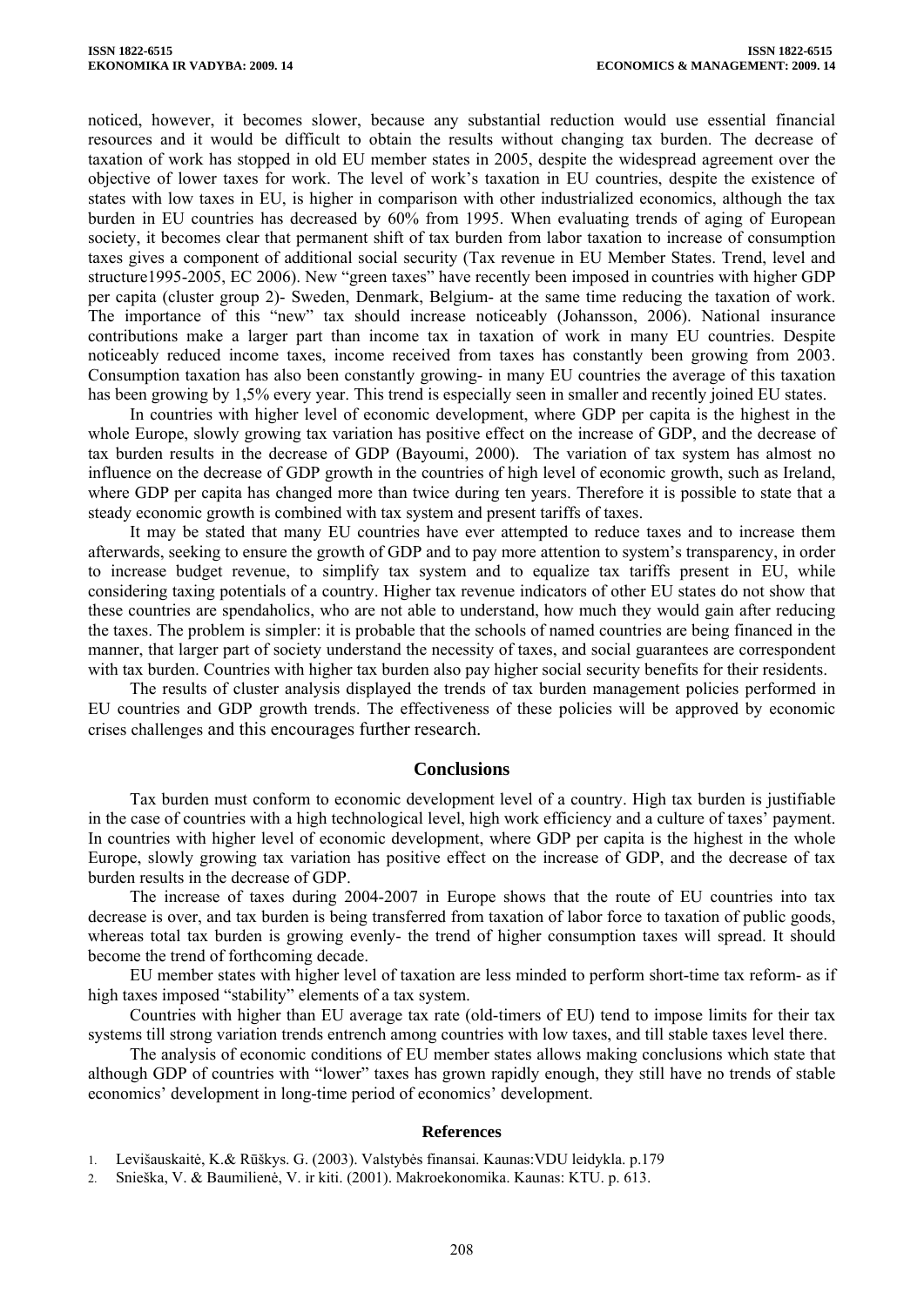noticed, however, it becomes slower, because any substantial reduction would use essential financial resources and it would be difficult to obtain the results without changing tax burden. The decrease of taxation of work has stopped in old EU member states in 2005, despite the widespread agreement over the objective of lower taxes for work. The level of work's taxation in EU countries, despite the existence of states with low taxes in EU, is higher in comparison with other industrialized economics, although the tax burden in EU countries has decreased by 60% from 1995. When evaluating trends of aging of European society, it becomes clear that permanent shift of tax burden from labor taxation to increase of consumption taxes gives a component of additional social security (Tax revenue in EU Member States. Trend, level and structure1995-2005, EC 2006). New "green taxes" have recently been imposed in countries with higher GDP per capita (cluster group 2)- Sweden, Denmark, Belgium- at the same time reducing the taxation of work. The importance of this "new" tax should increase noticeably (Johansson, 2006). National insurance contributions make a larger part than income tax in taxation of work in many EU countries. Despite noticeably reduced income taxes, income received from taxes has constantly been growing from 2003. Consumption taxation has also been constantly growing- in many EU countries the average of this taxation has been growing by 1,5% every year. This trend is especially seen in smaller and recently joined EU states.

In countries with higher level of economic development, where GDP per capita is the highest in the whole Europe, slowly growing tax variation has positive effect on the increase of GDP, and the decrease of tax burden results in the decrease of GDP (Bayoumi, 2000). The variation of tax system has almost no influence on the decrease of GDP growth in the countries of high level of economic growth, such as Ireland, where GDP per capita has changed more than twice during ten years. Therefore it is possible to state that a steady economic growth is combined with tax system and present tariffs of taxes.

It may be stated that many EU countries have ever attempted to reduce taxes and to increase them afterwards, seeking to ensure the growth of GDP and to pay more attention to system's transparency, in order to increase budget revenue, to simplify tax system and to equalize tax tariffs present in EU, while considering taxing potentials of a country. Higher tax revenue indicators of other EU states do not show that these countries are spendaholics, who are not able to understand, how much they would gain after reducing the taxes. The problem is simpler: it is probable that the schools of named countries are being financed in the manner, that larger part of society understand the necessity of taxes, and social guarantees are correspondent with tax burden. Countries with higher tax burden also pay higher social security benefits for their residents.

The results of cluster analysis displayed the trends of tax burden management policies performed in EU countries and GDP growth trends. The effectiveness of these policies will be approved by economic crises challenges and this encourages further research.

## Conclusions

Tax burden must conform to economic development level of a country. High tax burden is justifiable in the case of countries with a high technological level, high work efficiency and a culture of taxes' payment. In countries with higher level of economic development, where GDP per capita is the highest in the whole Europe, slowly growing tax variation has positive effect on the increase of GDP, and the decrease of tax burden results in the decrease of GDP.

The increase of taxes during 2004-2007 in Europe shows that the route of EU countries into tax decrease is over, and tax burden is being transferred from taxation of labor force to taxation of public goods, whereas total tax burden is growing evenly- the trend of higher consumption taxes will spread. It should become the trend of forthcoming decade.

EU member states with higher level of taxation are less minded to perform short-time tax reform- as if high taxes imposed "stability" elements of a tax system.

Countries with higher than EU average tax rate (old-timers of EU) tend to impose limits for their tax systems till strong variation trends entrench among countries with low taxes, and till stable taxes level there.

The analysis of economic conditions of EU member states allows making conclusions which state that although GDP of countries with "lower" taxes has grown rapidly enough, they still have no trends of stable economics' development in long-time period of economics' development.

## References

1. Levišauskaitė, K.& Rūškys. G. (2003). Valstybės finansai. Kaunas:VDU leidykla. p.179
2. Snieška, V. & Baumilienė, V. ir kiti. (2001). Makroekonomika. Kaunas: KTU. p. 613.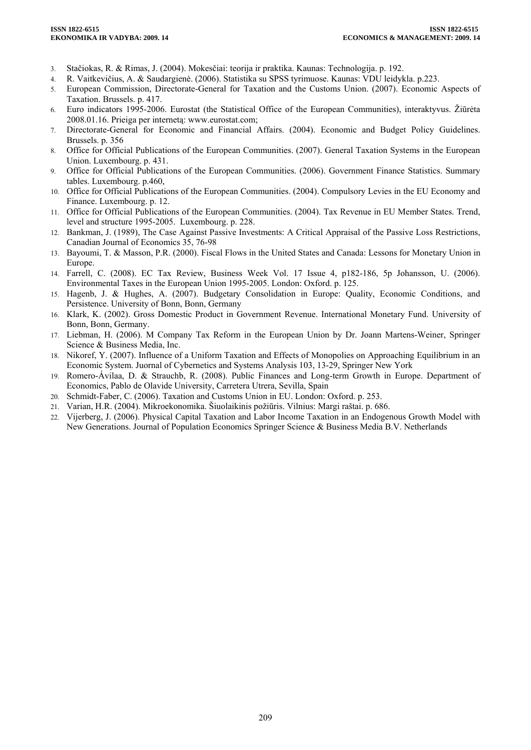3. Stačiokas, R. & Rimas, J. (2004). Mokesčiai: teorija ir praktika. Kaunas: Technologija. p. 192.
4. R. Vaitkevičius, A. & Saudargienė. (2006). Statistika su SPSS tyrimuose. Kaunas: VDU leidykla. p.223.
5. European Commission, Directorate-General for Taxation and the Customs Union. (2007). Economic Aspects of Taxation. Brussels. p. 417.
6. Euro indicators 1995-2006. Eurostat (the Statistical Office of the European Communities), interaktyvus. Žiūrėta 2008.01.16. Prieiga per internetą: www.eurostat.com;
7. Directorate-General for Economic and Financial Affairs. (2004). Economic and Budget Policy Guidelines. Brussels. p. 356
8. Office for Official Publications of the European Communities. (2007). General Taxation Systems in the European Union. Luxembourg. p. 431.
9. Office for Official Publications of the European Communities. (2006). Government Finance Statistics. Summary tables. Luxembourg. p.460,
10. Office for Official Publications of the European Communities. (2004). Compulsory Levies in the EU Economy and Finance. Luxembourg. p. 12.
11. Office for Official Publications of the European Communities. (2004). Tax Revenue in EU Member States. Trend, level and structure 1995-2005. Luxembourg. p. 228.
12. Bankman, J. (1989), The Case Against Passive Investments: A Critical Appraisal of the Passive Loss Restrictions, Canadian Journal of Economics 35, 76-98
13. Bayoumi, T. & Masson, P.R. (2000). Fiscal Flows in the United States and Canada: Lessons for Monetary Union in Europe.
14. Farrell, C. (2008). EC Tax Review, Business Week Vol. 17 Issue 4, p182-186, 5p Johansson, U. (2006). Environmental Taxes in the European Union 1995-2005. London: Oxford. p. 125.
15. Hagenb, J. & Hughes, A. (2007). Budgetary Consolidation in Europe: Quality, Economic Conditions, and Persistence. University of Bonn, Bonn, Germany
16. Klark, K. (2002). Gross Domestic Product in Government Revenue. International Monetary Fund. University of Bonn, Bonn, Germany.
17. Liebman, H. (2006). M Company Tax Reform in the European Union by Dr. Joann Martens-Weiner, Springer Science & Business Media, Inc.
18. Nikoref, Y. (2007). Influence of a Uniform Taxation and Effects of Monopolies on Approaching Equilibrium in an Economic System. Juornal of Cybernetics and Systems Analysis 103, 13-29, Springer New York
19. Romero-Ávilaa, D. & Strauchb, R. (2008). Public Finances and Long-term Growth in Europe. Department of Economics, Pablo de Olavide University, Carretera Utrera, Sevilla, Spain
20. Schmidt-Faber, C. (2006). Taxation and Customs Union in EU. London: Oxford. p. 253.
21. Varian, H.R. (2004). Mikroekonomika. Šiuolaikinis požiūris. Vilnius: Margi raštai. p. 686.
22. Vijerberg, J. (2006). Physical Capital Taxation and Labor Income Taxation in an Endogenous Growth Model with New Generations. Journal of Population Economics Springer Science & Business Media B.V. Netherlands